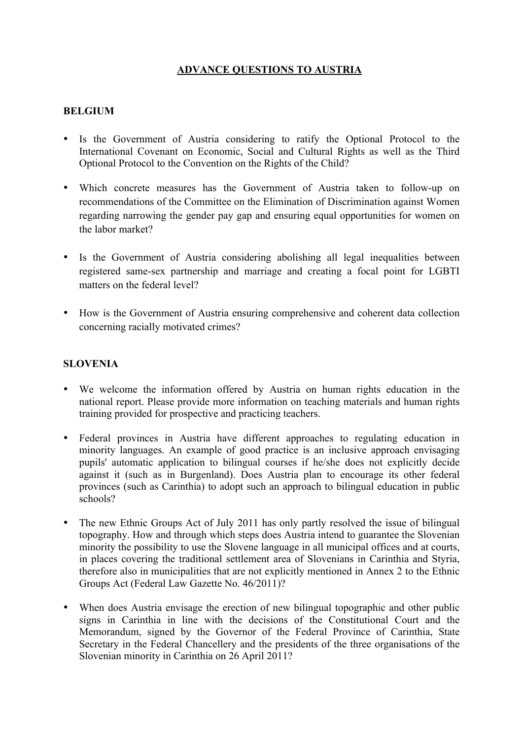# ADVANCE QUESTIONS TO AUSTRIA

## BELGIUM

- Is the Government of Austria considering to ratify the Optional Protocol to the International Covenant on Economic, Social and Cultural Rights as well as the Third Optional Protocol to the Convention on the Rights of the Child?

- Which concrete measures has the Government of Austria taken to follow-up on recommendations of the Committee on the Elimination of Discrimination against Women regarding narrowing the gender pay gap and ensuring equal opportunities for women on the labor market?

- Is the Government of Austria considering abolishing all legal inequalities between registered same-sex partnership and marriage and creating a focal point for LGBTI matters on the federal level?

- How is the Government of Austria ensuring comprehensive and coherent data collection concerning racially motivated crimes?

## SLOVENIA

- We welcome the information offered by Austria on human rights education in the national report. Please provide more information on teaching materials and human rights training provided for prospective and practicing teachers.

- Federal provinces in Austria have different approaches to regulating education in minority languages. An example of good practice is an inclusive approach envisaging pupils' automatic application to bilingual courses if he/she does not explicitly decide against it (such as in Burgenland). Does Austria plan to encourage its other federal provinces (such as Carinthia) to adopt such an approach to bilingual education in public schools?

- The new Ethnic Groups Act of July 2011 has only partly resolved the issue of bilingual topography. How and through which steps does Austria intend to guarantee the Slovenian minority the possibility to use the Slovene language in all municipal offices and at courts, in places covering the traditional settlement area of Slovenians in Carinthia and Styria, therefore also in municipalities that are not explicitly mentioned in Annex 2 to the Ethnic Groups Act (Federal Law Gazette No. 46/2011)?

- When does Austria envisage the erection of new bilingual topographic and other public signs in Carinthia in line with the decisions of the Constitutional Court and the Memorandum, signed by the Governor of the Federal Province of Carinthia, State Secretary in the Federal Chancellery and the presidents of the three organisations of the Slovenian minority in Carinthia on 26 April 2011?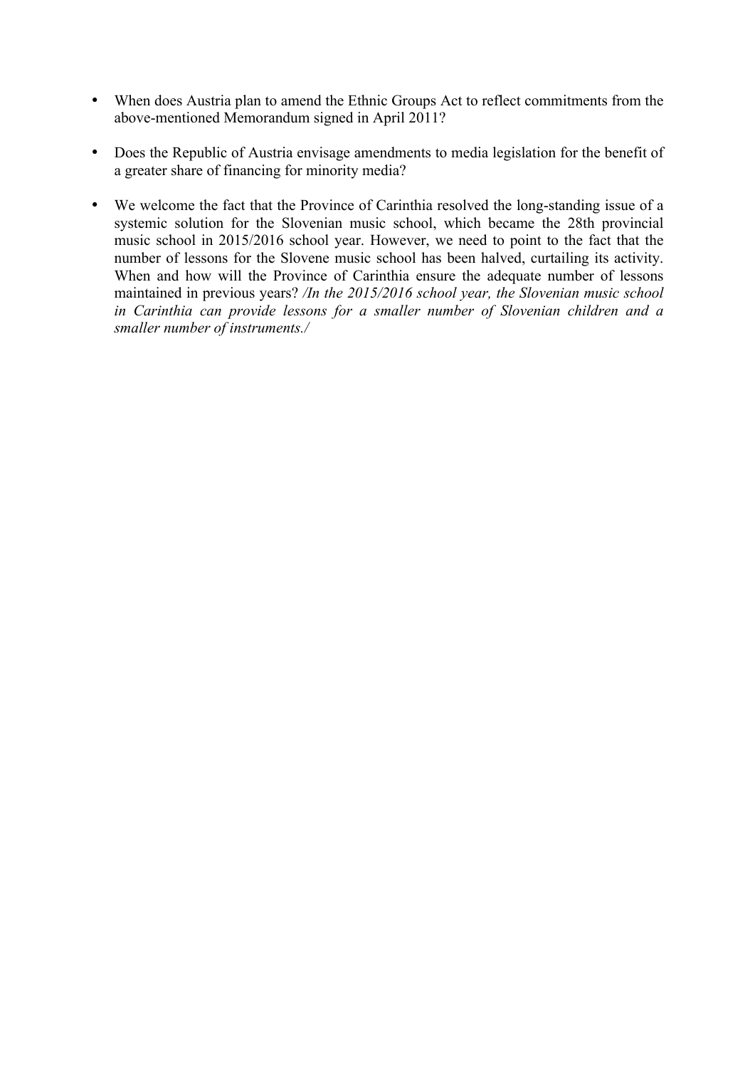- When does Austria plan to amend the Ethnic Groups Act to reflect commitments from the above-mentioned Memorandum signed in April 2011?

- Does the Republic of Austria envisage amendments to media legislation for the benefit of a greater share of financing for minority media?

- We welcome the fact that the Province of Carinthia resolved the long-standing issue of a systemic solution for the Slovenian music school, which became the 28th provincial music school in 2015/2016 school year. However, we need to point to the fact that the number of lessons for the Slovene music school has been halved, curtailing its activity. When and how will the Province of Carinthia ensure the adequate number of lessons maintained in previous years? */In the 2015/2016 school year, the Slovenian music school in Carinthia can provide lessons for a smaller number of Slovenian children and a smaller number of instruments./*